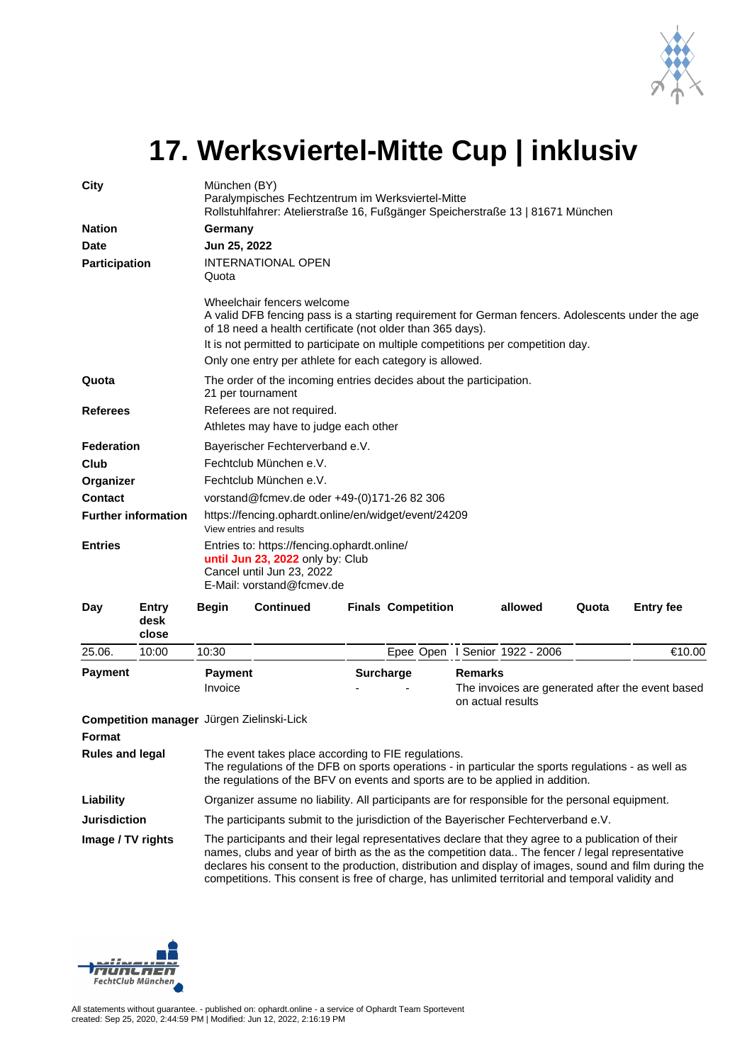# 17. Werksviertel-Mitte Cup | inklusiv

| | |
|---|---|
| **City** | München (BY)<br>Paralympisches Fechtzentrum im Werksviertel-Mitte<br>Rollstuhlfahrer: Atelierstraße 16, Fußgänger Speicherstraße 13 \| 81671 München |
| **Nation** | **Germany** |
| **Date** | **Jun 25, 2022** |
| **Participation** | INTERNATIONAL OPEN<br>Quota<br><br>Wheelchair fencers welcome<br>A valid DFB fencing pass is a starting requirement for German fencers. Adolescents under the age of 18 need a health certificate (not older than 365 days).<br>It is not permitted to participate on multiple competitions per competition day.<br>Only one entry per athlete for each category is allowed. |
| **Quota** | The order of the incoming entries decides about the participation.<br>21 per tournament |
| **Referees** | Referees are not required.<br>Athletes may have to judge each other |
| **Federation** | Bayerischer Fechterverband e.V. |
| **Club** | Fechtclub München e.V. |
| **Organizer** | Fechtclub München e.V. |
| **Contact** | vorstand@fcmev.de oder +49-(0)171-26 82 306 |
| **Further information** | https://fencing.ophardt.online/en/widget/event/24209<br>View entries and results |
| **Entries** | Entries to: https://fencing.ophardt.online/<br>**until Jun 23, 2022** only by: Club<br>Cancel until Jun 23, 2022<br>E-Mail: vorstand@fcmev.de |

| Day | Entry desk close | Begin | Continued | Finals | Competition | allowed | Quota | Entry fee |
|---|---|---|---|---|---|---|---|---|
| 25.06. | 10:00 | 10:30 | | | Epee Open I Senior | 1922 - 2006 | | €10.00 |

| Payment | Payment | Surcharge | Remarks |
|---|---|---|---|
| | Invoice | - - | The invoices are generated after the event based on actual results |

| | |
|---|---|
| **Competition manager** | Jürgen Zielinski-Lick |
| **Format** | |
| **Rules and legal** | The event takes place according to FIE regulations.<br>The regulations of the DFB on sports operations - in particular the sports regulations - as well as the regulations of the BFV on events and sports are to be applied in addition. |
| **Liability** | Organizer assume no liability. All participants are for responsible for the personal equipment. |
| **Jurisdiction** | The participants submit to the jurisdiction of the Bayerischer Fechterverband e.V. |
| **Image / TV rights** | The participants and their legal representatives declare that they agree to a publication of their names, clubs and year of birth as the as the competition data.. The fencer / legal representative declares his consent to the production, distribution and display of images, sound and film during the competitions. This consent is free of charge, has unlimited territorial and temporal validity and |

All statements without guarantee. - published on: ophardt.online - a service of Ophardt Team Sportevent
created: Sep 25, 2020, 2:44:59 PM | Modified: Jun 12, 2022, 2:16:19 PM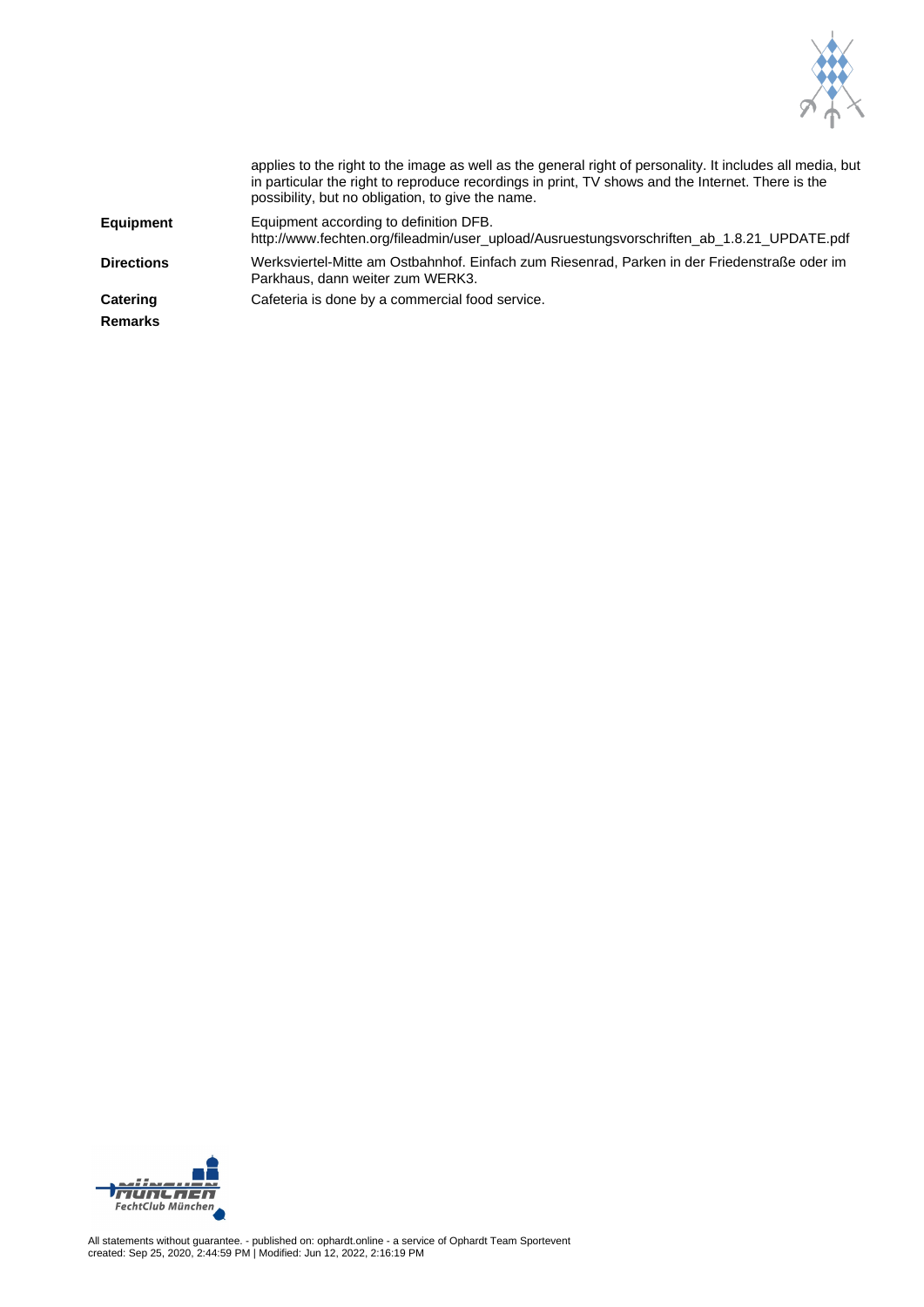| | |
|---|---|
| | applies to the right to the image as well as the general right of personality. It includes all media, but in particular the right to reproduce recordings in print, TV shows and the Internet. There is the possibility, but no obligation, to give the name. |
| **Equipment** | Equipment according to definition DFB. http://www.fechten.org/fileadmin/user_upload/Ausruestungsvorschriften_ab_1.8.21_UPDATE.pdf |
| **Directions** | Werksviertel-Mitte am Ostbahnhof. Einfach zum Riesenrad, Parken in der Friedenstraße oder im Parkhaus, dann weiter zum WERK3. |
| **Catering** | Cafeteria is done by a commercial food service. |
| **Remarks** | |

All statements without guarantee. - published on: ophardt.online - a service of Ophardt Team Sportevent
created: Sep 25, 2020, 2:44:59 PM | Modified: Jun 12, 2022, 2:16:19 PM